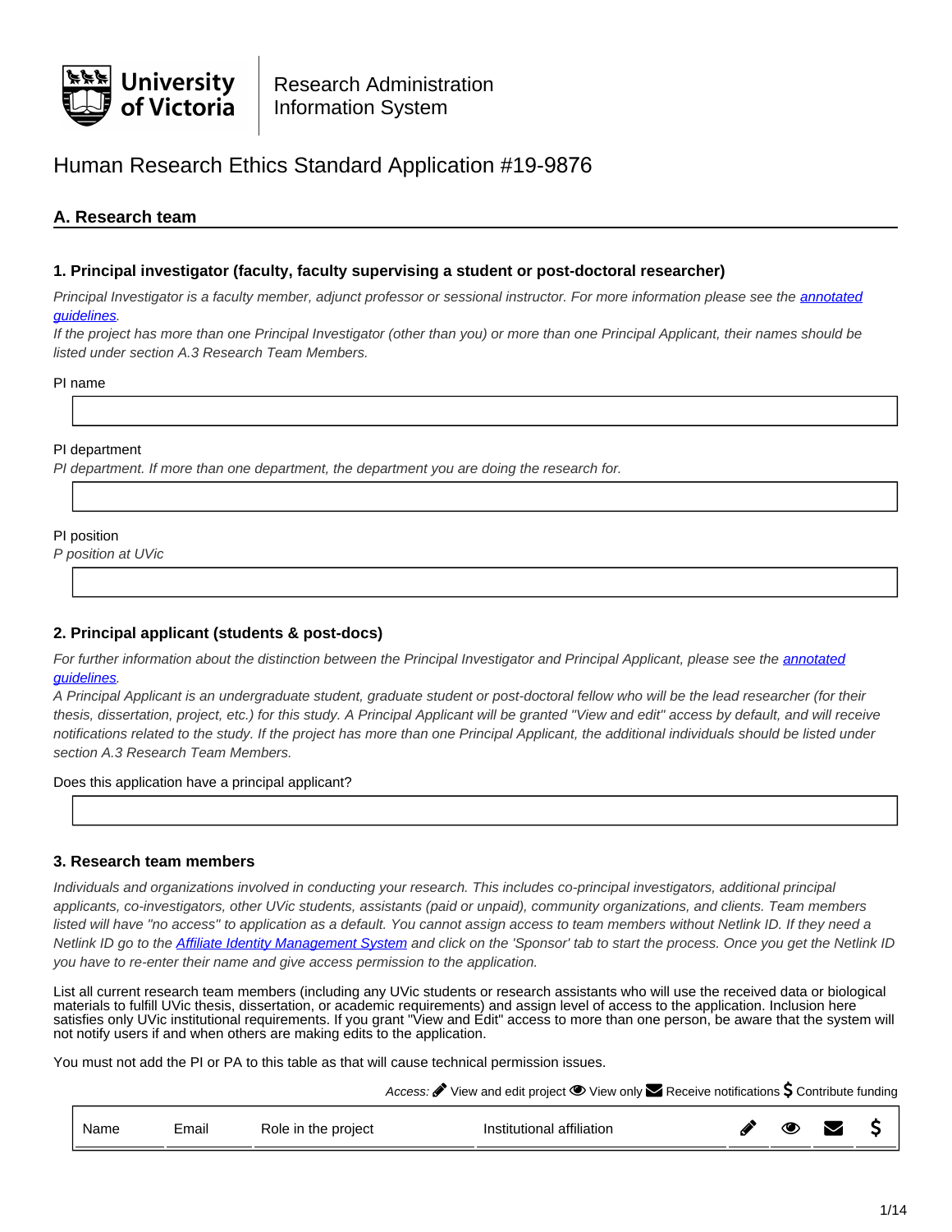University of Victoria | Research Administration Information System

# Human Research Ethics Standard Application #19-9876

## A. Research team

### 1. Principal investigator (faculty, faculty supervising a student or post-doctoral researcher)

*Principal Investigator is a faculty member, adjunct professor or sessional instructor. For more information please see the [annotated guidelines](#).*
*If the project has more than one Principal Investigator (other than you) or more than one Principal Applicant, their names should be listed under section A.3 Research Team Members.*

PI name

PI department
*PI department. If more than one department, the department you are doing the research for.*

PI position
*P position at UVic*

### 2. Principal applicant (students & post-docs)

*For further information about the distinction between the Principal Investigator and Principal Applicant, please see the [annotated guidelines](#).*
*A Principal Applicant is an undergraduate student, graduate student or post-doctoral fellow who will be the lead researcher (for their thesis, dissertation, project, etc.) for this study. A Principal Applicant will be granted "View and edit" access by default, and will receive notifications related to the study. If the project has more than one Principal Applicant, the additional individuals should be listed under section A.3 Research Team Members.*

Does this application have a principal applicant?

### 3. Research team members

*Individuals and organizations involved in conducting your research. This includes co-principal investigators, additional principal applicants, co-investigators, other UVic students, assistants (paid or unpaid), community organizations, and clients. Team members listed will have "no access" to application as a default. You cannot assign access to team members without Netlink ID. If they need a Netlink ID go to the [Affiliate Identity Management System](#) and click on the 'Sponsor' tab to start the process. Once you get the Netlink ID you have to re-enter their name and give access permission to the application.*

List all current research team members (including any UVic students or research assistants who will use the received data or biological materials to fulfill UVic thesis, dissertation, or academic requirements) and assign level of access to the application. Inclusion here satisfies only UVic institutional requirements. If you grant "View and Edit" access to more than one person, be aware that the system will not notify users if and when others are making edits to the application.

You must not add the PI or PA to this table as that will cause technical permission issues.

*Access:* ✎ View and edit project 👁 View only ✉ Receive notifications $ Contribute funding

| Name | Email | Role in the project | Institutional affiliation | ✎ | 👁 | ✉ | $ |
|---|---|---|---|---|---|---|---|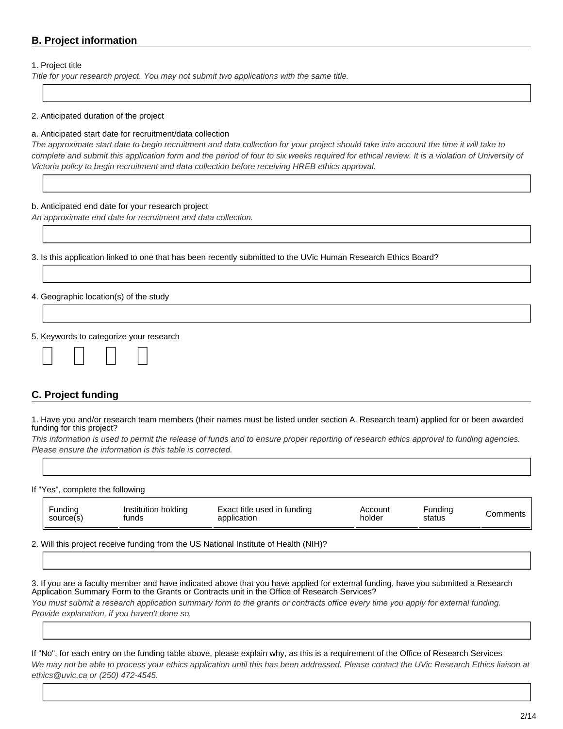## B. Project information

1. Project title

*Title for your research project. You may not submit two applications with the same title.*

2. Anticipated duration of the project

a. Anticipated start date for recruitment/data collection

*The approximate start date to begin recruitment and data collection for your project should take into account the time it will take to complete and submit this application form and the period of four to six weeks required for ethical review. It is a violation of University of Victoria policy to begin recruitment and data collection before receiving HREB ethics approval.*

b. Anticipated end date for your research project

*An approximate end date for recruitment and data collection.*

3. Is this application linked to one that has been recently submitted to the UVic Human Research Ethics Board?

4. Geographic location(s) of the study

5. Keywords to categorize your research

## C. Project funding

1. Have you and/or research team members (their names must be listed under section A. Research team) applied for or been awarded funding for this project?

*This information is used to permit the release of funds and to ensure proper reporting of research ethics approval to funding agencies. Please ensure the information is this table is corrected.*

If "Yes", complete the following

| Funding source(s) | Institution holding funds | Exact title used in funding application | Account holder | Funding status | Comments |
|---|---|---|---|---|---|

2. Will this project receive funding from the US National Institute of Health (NIH)?

3. If you are a faculty member and have indicated above that you have applied for external funding, have you submitted a Research Application Summary Form to the Grants or Contracts unit in the Office of Research Services?

*You must submit a research application summary form to the grants or contracts office every time you apply for external funding. Provide explanation, if you haven't done so.*

If "No", for each entry on the funding table above, please explain why, as this is a requirement of the Office of Research Services

*We may not be able to process your ethics application until this has been addressed. Please contact the UVic Research Ethics liaison at ethics@uvic.ca or (250) 472-4545.*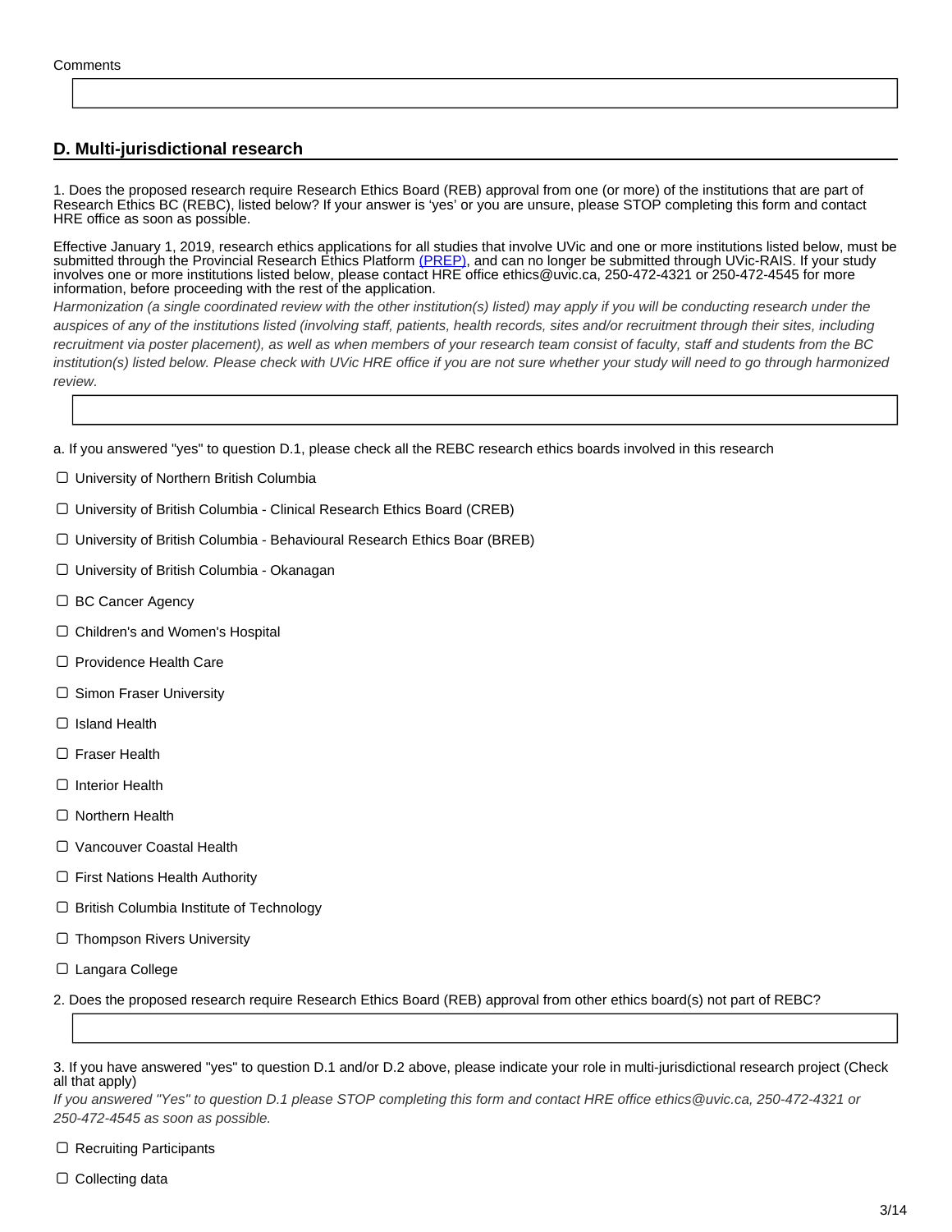Comments

## D. Multi-jurisdictional research

1. Does the proposed research require Research Ethics Board (REB) approval from one (or more) of the institutions that are part of Research Ethics BC (REBC), listed below? If your answer is 'yes' or you are unsure, please STOP completing this form and contact HRE office as soon as possible.

Effective January 1, 2019, research ethics applications for all studies that involve UVic and one or more institutions listed below, must be submitted through the Provincial Research Ethics Platform [(PREP)](), and can no longer be submitted through UVic-RAIS. If your study involves one or more institutions listed below, please contact HRE office ethics@uvic.ca, 250-472-4321 or 250-472-4545 for more information, before proceeding with the rest of the application.

*Harmonization (a single coordinated review with the other institution(s) listed) may apply if you will be conducting research under the auspices of any of the institutions listed (involving staff, patients, health records, sites and/or recruitment through their sites, including recruitment via poster placement), as well as when members of your research team consist of faculty, staff and students from the BC institution(s) listed below. Please check with UVic HRE office if you are not sure whether your study will need to go through harmonized review.*

a. If you answered "yes" to question D.1, please check all the REBC research ethics boards involved in this research

- ☐ University of Northern British Columbia
- ☐ University of British Columbia - Clinical Research Ethics Board (CREB)
- ☐ University of British Columbia - Behavioural Research Ethics Boar (BREB)
- ☐ University of British Columbia - Okanagan
- ☐ BC Cancer Agency
- ☐ Children's and Women's Hospital
- ☐ Providence Health Care
- ☐ Simon Fraser University
- ☐ Island Health
- ☐ Fraser Health
- ☐ Interior Health
- ☐ Northern Health
- ☐ Vancouver Coastal Health
- ☐ First Nations Health Authority
- ☐ British Columbia Institute of Technology
- ☐ Thompson Rivers University
- ☐ Langara College

2. Does the proposed research require Research Ethics Board (REB) approval from other ethics board(s) not part of REBC?

3. If you have answered "yes" to question D.1 and/or D.2 above, please indicate your role in multi-jurisdictional research project (Check all that apply)

*If you answered "Yes" to question D.1 please STOP completing this form and contact HRE office ethics@uvic.ca, 250-472-4321 or 250-472-4545 as soon as possible.*

- ☐ Recruiting Participants
- ☐ Collecting data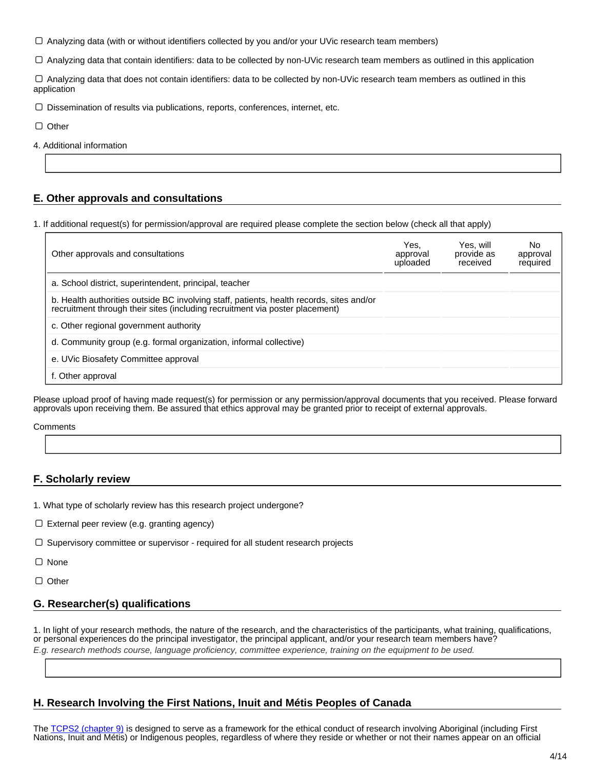☐ Analyzing data (with or without identifiers collected by you and/or your UVic research team members)

☐ Analyzing data that contain identifiers: data to be collected by non-UVic research team members as outlined in this application

☐ Analyzing data that does not contain identifiers: data to be collected by non-UVic research team members as outlined in this application

☐ Dissemination of results via publications, reports, conferences, internet, etc.

☐ Other

4. Additional information

## E. Other approvals and consultations

1. If additional request(s) for permission/approval are required please complete the section below (check all that apply)

| Other approvals and consultations | Yes, approval uploaded | Yes, will provide as received | No approval required |
|---|---|---|---|
| a. School district, superintendent, principal, teacher | | | |
| b. Health authorities outside BC involving staff, patients, health records, sites and/or recruitment through their sites (including recruitment via poster placement) | | | |
| c. Other regional government authority | | | |
| d. Community group (e.g. formal organization, informal collective) | | | |
| e. UVic Biosafety Committee approval | | | |
| f. Other approval | | | |

Please upload proof of having made request(s) for permission or any permission/approval documents that you received. Please forward approvals upon receiving them. Be assured that ethics approval may be granted prior to receipt of external approvals.

Comments

## F. Scholarly review

1. What type of scholarly review has this research project undergone?

☐ External peer review (e.g. granting agency)

☐ Supervisory committee or supervisor - required for all student research projects

☐ None

☐ Other

## G. Researcher(s) qualifications

1. In light of your research methods, the nature of the research, and the characteristics of the participants, what training, qualifications, or personal experiences do the principal investigator, the principal applicant, and/or your research team members have?
*E.g. research methods course, language proficiency, committee experience, training on the equipment to be used.*

## H. Research Involving the First Nations, Inuit and Métis Peoples of Canada

The TCPS2 (chapter 9) is designed to serve as a framework for the ethical conduct of research involving Aboriginal (including First Nations, Inuit and Métis) or Indigenous peoples, regardless of where they reside or whether or not their names appear on an official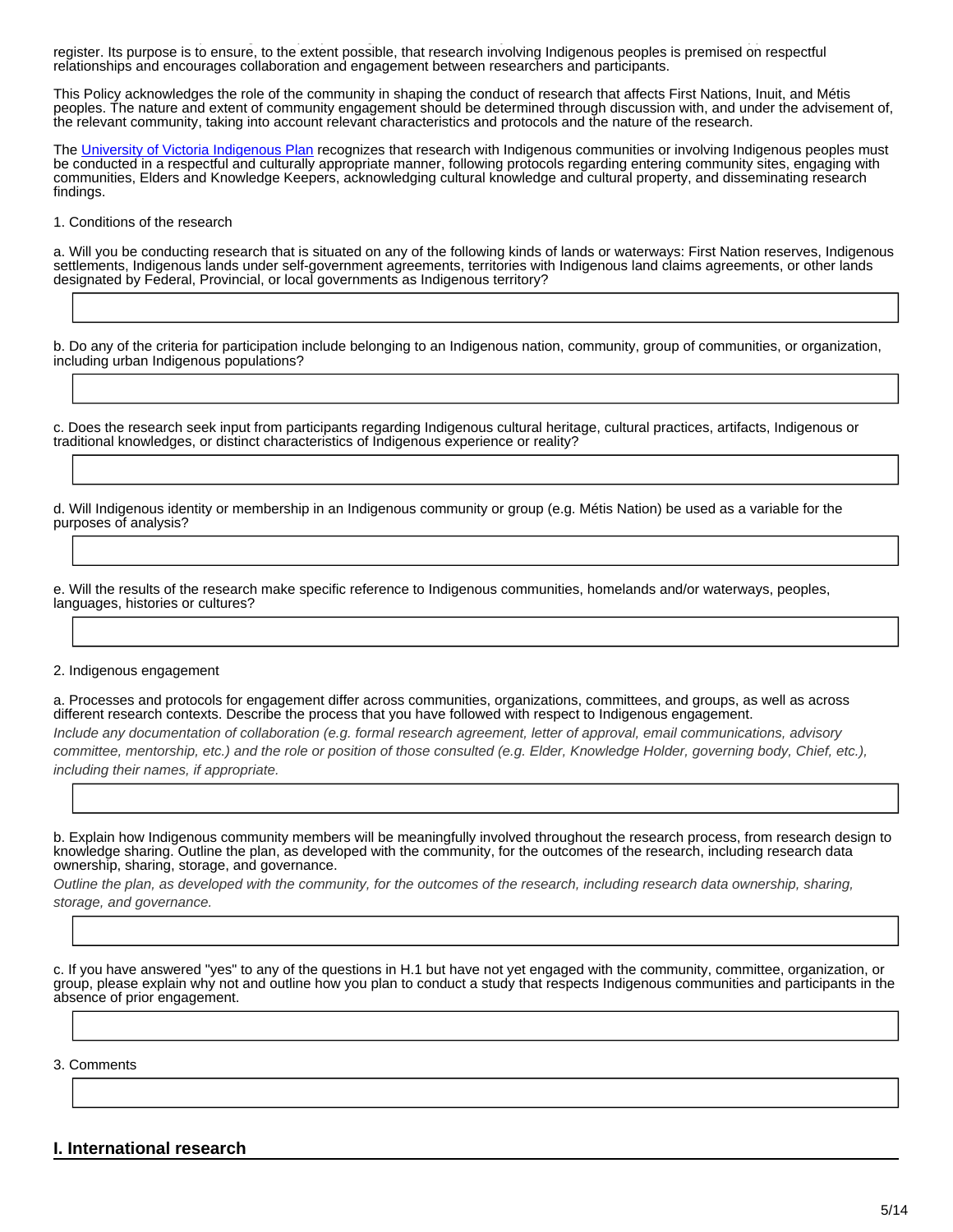register. Its purpose is to ensure, to the extent possible, that research involving Indigenous peoples is premised on respectful relationships and encourages collaboration and engagement between researchers and participants.

This Policy acknowledges the role of the community in shaping the conduct of research that affects First Nations, Inuit, and Métis peoples. The nature and extent of community engagement should be determined through discussion with, and under the advisement of, the relevant community, taking into account relevant characteristics and protocols and the nature of the research.

The University of Victoria Indigenous Plan recognizes that research with Indigenous communities or involving Indigenous peoples must be conducted in a respectful and culturally appropriate manner, following protocols regarding entering community sites, engaging with communities, Elders and Knowledge Keepers, acknowledging cultural knowledge and cultural property, and disseminating research findings.

1. Conditions of the research

a. Will you be conducting research that is situated on any of the following kinds of lands or waterways: First Nation reserves, Indigenous settlements, Indigenous lands under self-government agreements, territories with Indigenous land claims agreements, or other lands designated by Federal, Provincial, or local governments as Indigenous territory?

b. Do any of the criteria for participation include belonging to an Indigenous nation, community, group of communities, or organization, including urban Indigenous populations?

c. Does the research seek input from participants regarding Indigenous cultural heritage, cultural practices, artifacts, Indigenous or traditional knowledges, or distinct characteristics of Indigenous experience or reality?

d. Will Indigenous identity or membership in an Indigenous community or group (e.g. Métis Nation) be used as a variable for the purposes of analysis?

e. Will the results of the research make specific reference to Indigenous communities, homelands and/or waterways, peoples, languages, histories or cultures?

2. Indigenous engagement

a. Processes and protocols for engagement differ across communities, organizations, committees, and groups, as well as across different research contexts. Describe the process that you have followed with respect to Indigenous engagement.

*Include any documentation of collaboration (e.g. formal research agreement, letter of approval, email communications, advisory committee, mentorship, etc.) and the role or position of those consulted (e.g. Elder, Knowledge Holder, governing body, Chief, etc.), including their names, if appropriate.*

b. Explain how Indigenous community members will be meaningfully involved throughout the research process, from research design to knowledge sharing. Outline the plan, as developed with the community, for the outcomes of the research, including research data ownership, sharing, storage, and governance.

*Outline the plan, as developed with the community, for the outcomes of the research, including research data ownership, sharing, storage, and governance.*

c. If you have answered "yes" to any of the questions in H.1 but have not yet engaged with the community, committee, organization, or group, please explain why not and outline how you plan to conduct a study that respects Indigenous communities and participants in the absence of prior engagement.

3. Comments

## I. International research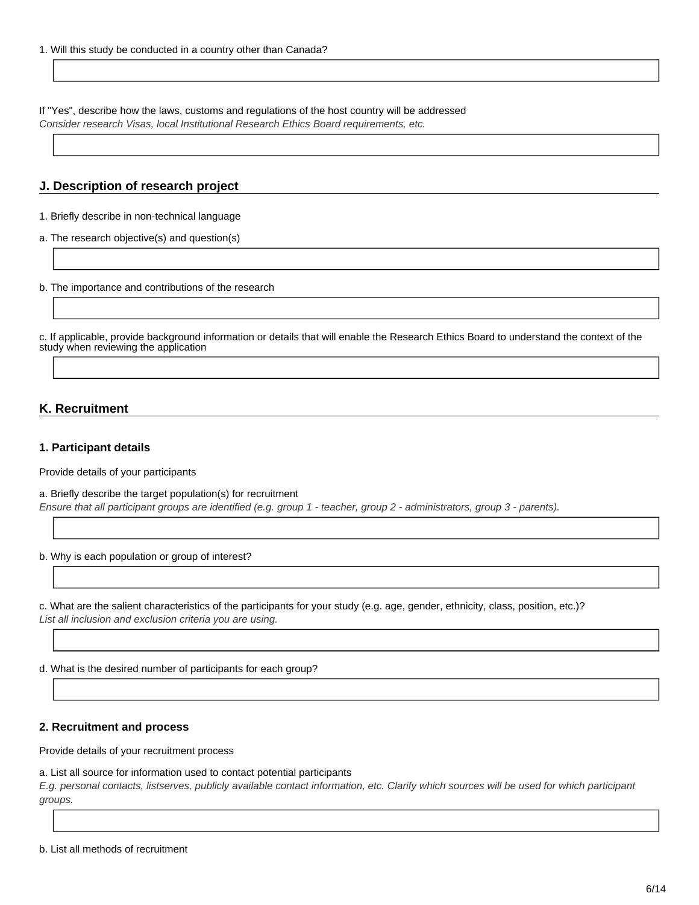1. Will this study be conducted in a country other than Canada?

If "Yes", describe how the laws, customs and regulations of the host country will be addressed
*Consider research Visas, local Institutional Research Ethics Board requirements, etc.*

## J. Description of research project

1. Briefly describe in non-technical language

a. The research objective(s) and question(s)

b. The importance and contributions of the research

c. If applicable, provide background information or details that will enable the Research Ethics Board to understand the context of the study when reviewing the application

## K. Recruitment

### 1. Participant details

Provide details of your participants

a. Briefly describe the target population(s) for recruitment
*Ensure that all participant groups are identified (e.g. group 1 - teacher, group 2 - administrators, group 3 - parents).*

b. Why is each population or group of interest?

c. What are the salient characteristics of the participants for your study (e.g. age, gender, ethnicity, class, position, etc.)?
*List all inclusion and exclusion criteria you are using.*

d. What is the desired number of participants for each group?

### 2. Recruitment and process

Provide details of your recruitment process

a. List all source for information used to contact potential participants
*E.g. personal contacts, listserves, publicly available contact information, etc. Clarify which sources will be used for which participant groups.*

b. List all methods of recruitment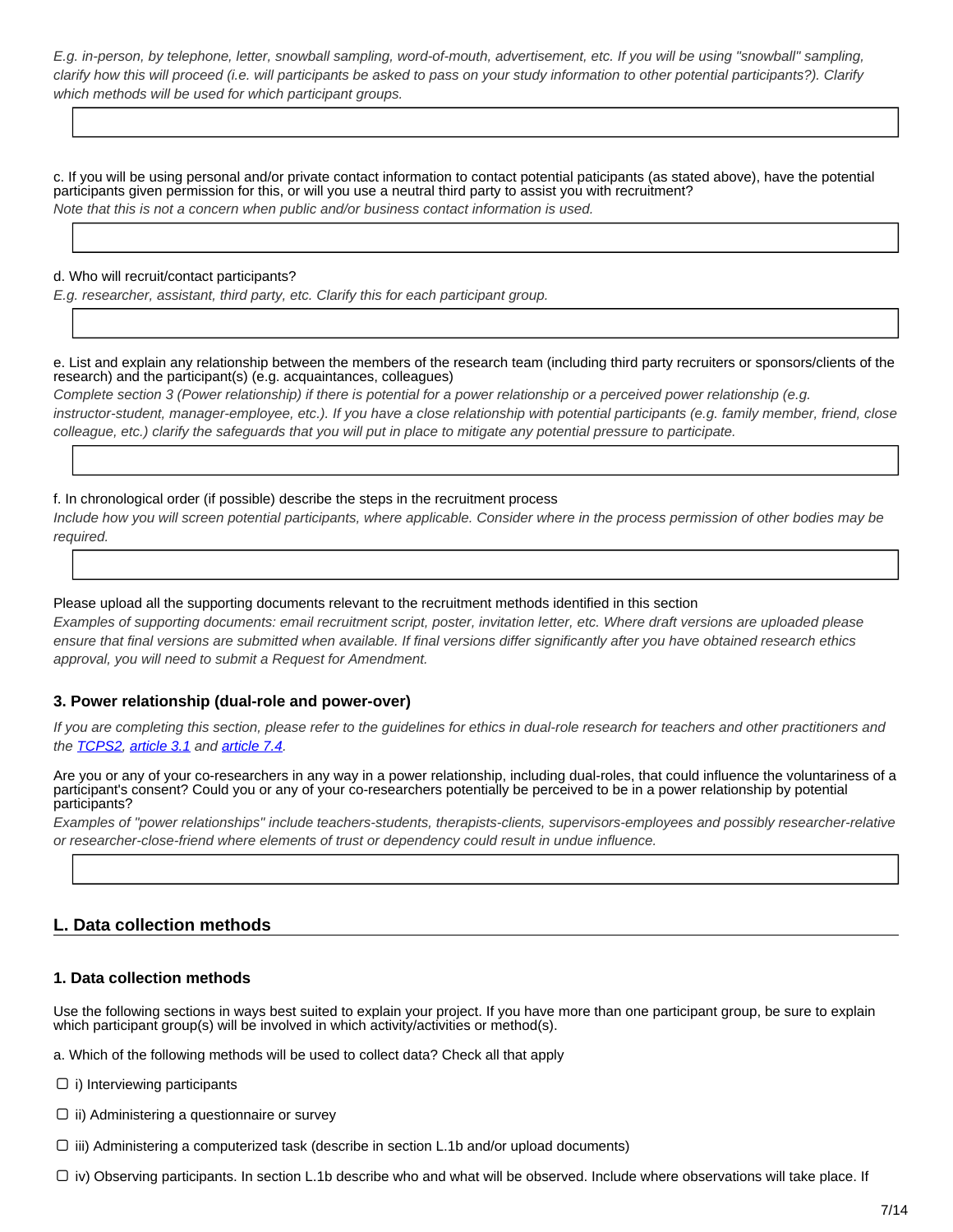*E.g. in-person, by telephone, letter, snowball sampling, word-of-mouth, advertisement, etc. If you will be using "snowball" sampling, clarify how this will proceed (i.e. will participants be asked to pass on your study information to other potential participants?). Clarify which methods will be used for which participant groups.*

c. If you will be using personal and/or private contact information to contact potential paticipants (as stated above), have the potential participants given permission for this, or will you use a neutral third party to assist you with recruitment?
*Note that this is not a concern when public and/or business contact information is used.*

d. Who will recruit/contact participants?
*E.g. researcher, assistant, third party, etc. Clarify this for each participant group.*

e. List and explain any relationship between the members of the research team (including third party recruiters or sponsors/clients of the research) and the participant(s) (e.g. acquaintances, colleagues)
*Complete section 3 (Power relationship) if there is potential for a power relationship or a perceived power relationship (e.g. instructor-student, manager-employee, etc.). If you have a close relationship with potential participants (e.g. family member, friend, close colleague, etc.) clarify the safeguards that you will put in place to mitigate any potential pressure to participate.*

f. In chronological order (if possible) describe the steps in the recruitment process
*Include how you will screen potential participants, where applicable. Consider where in the process permission of other bodies may be required.*

Please upload all the supporting documents relevant to the recruitment methods identified in this section
*Examples of supporting documents: email recruitment script, poster, invitation letter, etc. Where draft versions are uploaded please ensure that final versions are submitted when available. If final versions differ significantly after you have obtained research ethics approval, you will need to submit a Request for Amendment.*

### 3. Power relationship (dual-role and power-over)

*If you are completing this section, please refer to the guidelines for ethics in dual-role research for teachers and other practitioners and the [TCPS2](), [article 3.1]() and [article 7.4]().*

Are you or any of your co-researchers in any way in a power relationship, including dual-roles, that could influence the voluntariness of a participant's consent? Could you or any of your co-researchers potentially be perceived to be in a power relationship by potential participants?
*Examples of "power relationships" include teachers-students, therapists-clients, supervisors-employees and possibly researcher-relative or researcher-close-friend where elements of trust or dependency could result in undue influence.*

## L. Data collection methods

### 1. Data collection methods

Use the following sections in ways best suited to explain your project. If you have more than one participant group, be sure to explain which participant group(s) will be involved in which activity/activities or method(s).

a. Which of the following methods will be used to collect data? Check all that apply

- ☐ i) Interviewing participants
- ☐ ii) Administering a questionnaire or survey
- ☐ iii) Administering a computerized task (describe in section L.1b and/or upload documents)
- ☐ iv) Observing participants. In section L.1b describe who and what will be observed. Include where observations will take place. If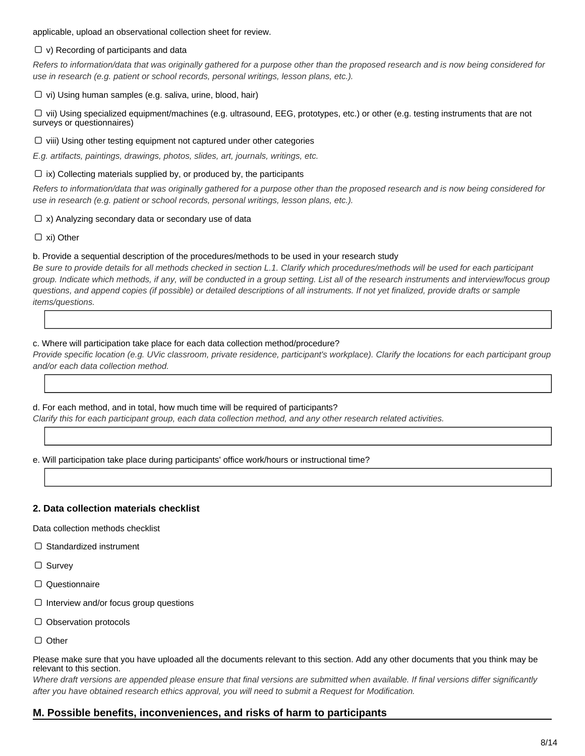applicable, upload an observational collection sheet for review.

☐ v) Recording of participants and data

*Refers to information/data that was originally gathered for a purpose other than the proposed research and is now being considered for use in research (e.g. patient or school records, personal writings, lesson plans, etc.).*

☐ vi) Using human samples (e.g. saliva, urine, blood, hair)

☐ vii) Using specialized equipment/machines (e.g. ultrasound, EEG, prototypes, etc.) or other (e.g. testing instruments that are not surveys or questionnaires)

☐ viii) Using other testing equipment not captured under other categories

*E.g. artifacts, paintings, drawings, photos, slides, art, journals, writings, etc.*

☐ ix) Collecting materials supplied by, or produced by, the participants

*Refers to information/data that was originally gathered for a purpose other than the proposed research and is now being considered for use in research (e.g. patient or school records, personal writings, lesson plans, etc.).*

☐ x) Analyzing secondary data or secondary use of data

☐ xi) Other

b. Provide a sequential description of the procedures/methods to be used in your research study

*Be sure to provide details for all methods checked in section L.1. Clarify which procedures/methods will be used for each participant group. Indicate which methods, if any, will be conducted in a group setting. List all of the research instruments and interview/focus group questions, and append copies (if possible) or detailed descriptions of all instruments. If not yet finalized, provide drafts or sample items/questions.*

c. Where will participation take place for each data collection method/procedure?

*Provide specific location (e.g. UVic classroom, private residence, participant's workplace). Clarify the locations for each participant group and/or each data collection method.*

d. For each method, and in total, how much time will be required of participants?

*Clarify this for each participant group, each data collection method, and any other research related activities.*

e. Will participation take place during participants' office work/hours or instructional time?

### 2. Data collection materials checklist

Data collection methods checklist

☐ Standardized instrument

☐ Survey

☐ Questionnaire

☐ Interview and/or focus group questions

☐ Observation protocols

☐ Other

Please make sure that you have uploaded all the documents relevant to this section. Add any other documents that you think may be relevant to this section.

*Where draft versions are appended please ensure that final versions are submitted when available. If final versions differ significantly after you have obtained research ethics approval, you will need to submit a Request for Modification.*

## M. Possible benefits, inconveniences, and risks of harm to participants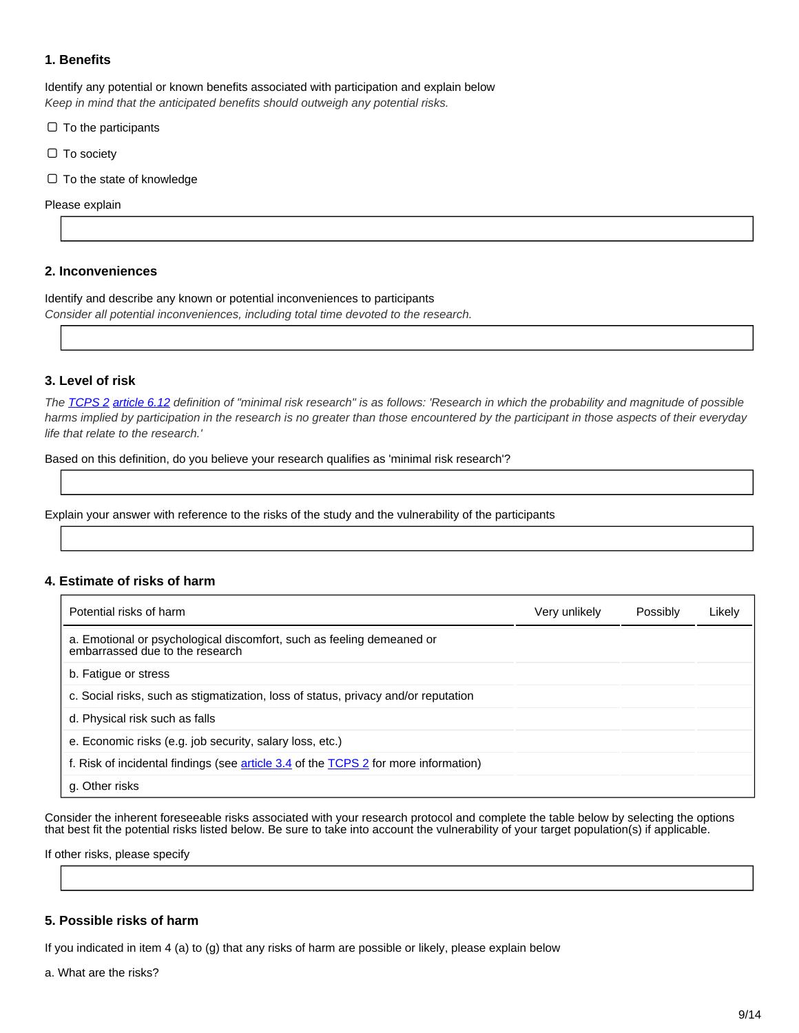## 1. Benefits

Identify any potential or known benefits associated with participation and explain below

*Keep in mind that the anticipated benefits should outweigh any potential risks.*

- ☐ To the participants
- ☐ To society
- ☐ To the state of knowledge

Please explain

## 2. Inconveniences

Identify and describe any known or potential inconveniences to participants

*Consider all potential inconveniences, including total time devoted to the research.*

## 3. Level of risk

*The [TCPS 2](#) [article 6.12](#) definition of "minimal risk research" is as follows: 'Research in which the probability and magnitude of possible harms implied by participation in the research is no greater than those encountered by the participant in those aspects of their everyday life that relate to the research.'*

Based on this definition, do you believe your research qualifies as 'minimal risk research'?

Explain your answer with reference to the risks of the study and the vulnerability of the participants

## 4. Estimate of risks of harm

| Potential risks of harm | Very unlikely | Possibly | Likely |
|---|---|---|---|
| a. Emotional or psychological discomfort, such as feeling demeaned or embarrassed due to the research | | | |
| b. Fatigue or stress | | | |
| c. Social risks, such as stigmatization, loss of status, privacy and/or reputation | | | |
| d. Physical risk such as falls | | | |
| e. Economic risks (e.g. job security, salary loss, etc.) | | | |
| f. Risk of incidental findings (see [article 3.4](#) of the [TCPS 2](#) for more information) | | | |
| g. Other risks | | | |

Consider the inherent foreseeable risks associated with your research protocol and complete the table below by selecting the options that best fit the potential risks listed below. Be sure to take into account the vulnerability of your target population(s) if applicable.

If other risks, please specify

## 5. Possible risks of harm

If you indicated in item 4 (a) to (g) that any risks of harm are possible or likely, please explain below

a. What are the risks?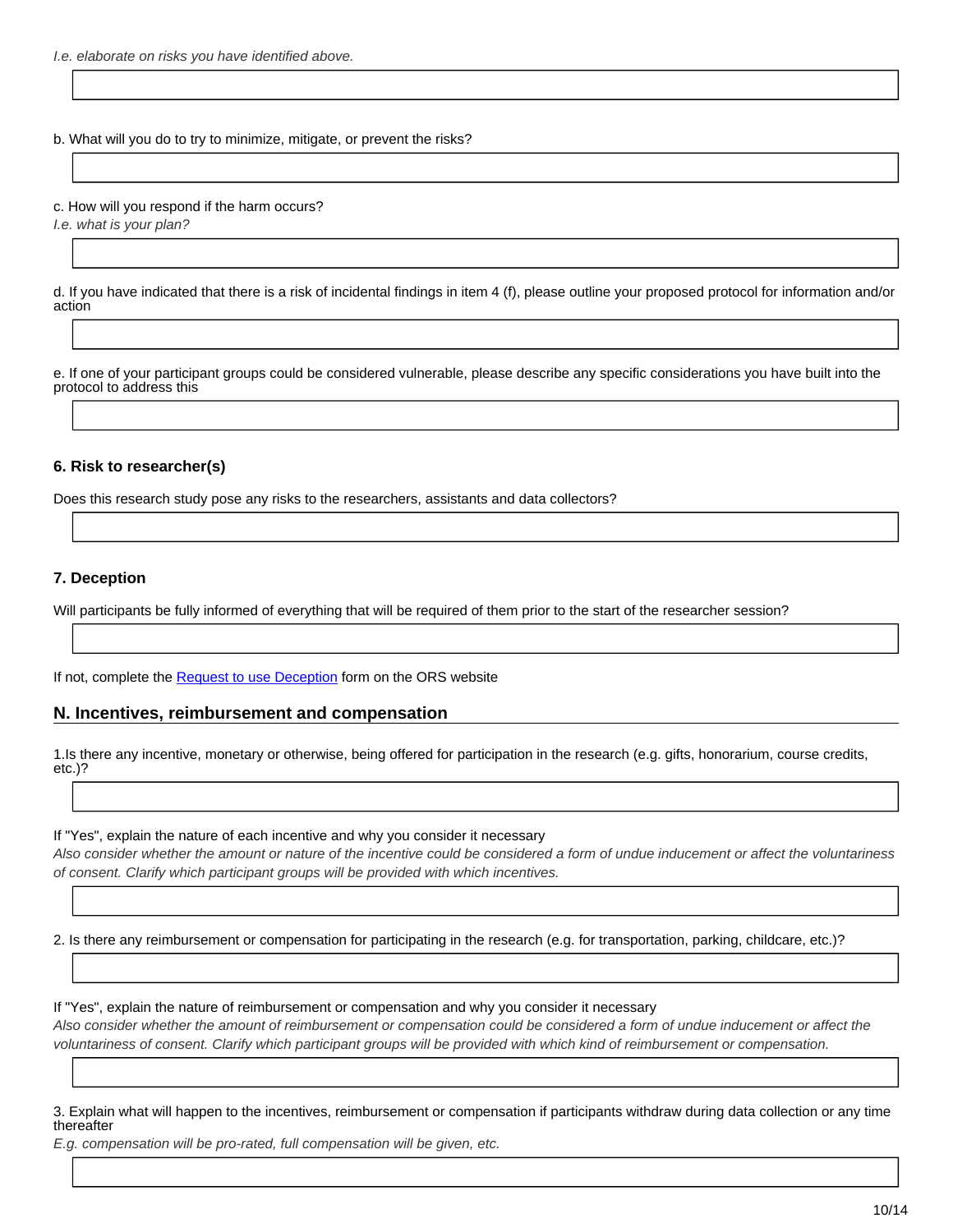*I.e. elaborate on risks you have identified above.*

b. What will you do to try to minimize, mitigate, or prevent the risks?

c. How will you respond if the harm occurs?
*I.e. what is your plan?*

d. If you have indicated that there is a risk of incidental findings in item 4 (f), please outline your proposed protocol for information and/or action

e. If one of your participant groups could be considered vulnerable, please describe any specific considerations you have built into the protocol to address this

### 6. Risk to researcher(s)

Does this research study pose any risks to the researchers, assistants and data collectors?

### 7. Deception

Will participants be fully informed of everything that will be required of them prior to the start of the researcher session?

If not, complete the [Request to use Deception] form on the ORS website

## N. Incentives, reimbursement and compensation

1.Is there any incentive, monetary or otherwise, being offered for participation in the research (e.g. gifts, honorarium, course credits, etc.)?

If "Yes", explain the nature of each incentive and why you consider it necessary
*Also consider whether the amount or nature of the incentive could be considered a form of undue inducement or affect the voluntariness of consent. Clarify which participant groups will be provided with which incentives.*

2. Is there any reimbursement or compensation for participating in the research (e.g. for transportation, parking, childcare, etc.)?

If "Yes", explain the nature of reimbursement or compensation and why you consider it necessary
*Also consider whether the amount of reimbursement or compensation could be considered a form of undue inducement or affect the voluntariness of consent. Clarify which participant groups will be provided with which kind of reimbursement or compensation.*

3. Explain what will happen to the incentives, reimbursement or compensation if participants withdraw during data collection or any time thereafter
*E.g. compensation will be pro-rated, full compensation will be given, etc.*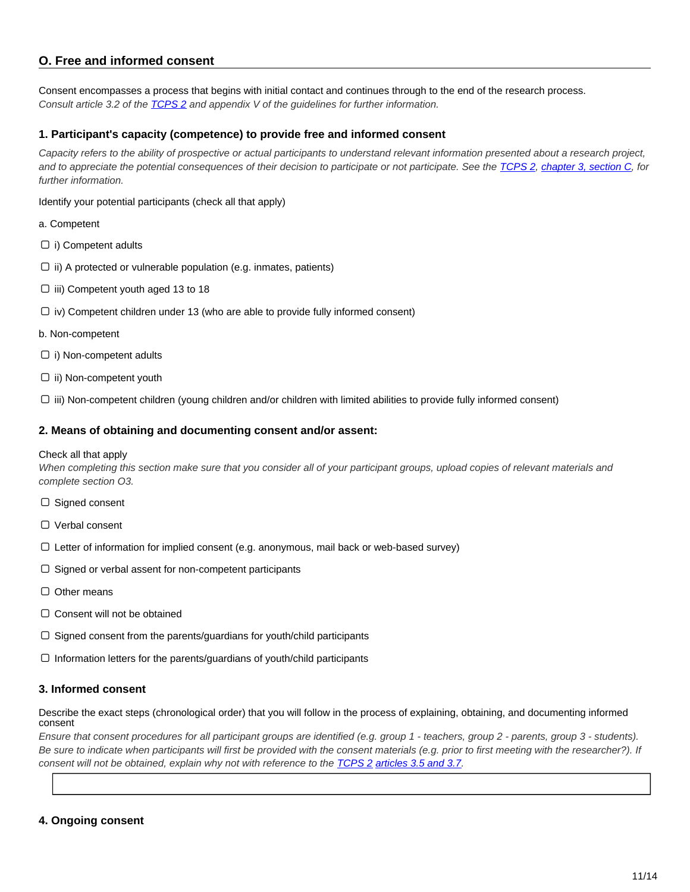## O. Free and informed consent

Consent encompasses a process that begins with initial contact and continues through to the end of the research process.
*Consult article 3.2 of the [TCPS 2](#) and appendix V of the guidelines for further information.*

### 1. Participant's capacity (competence) to provide free and informed consent

*Capacity refers to the ability of prospective or actual participants to understand relevant information presented about a research project, and to appreciate the potential consequences of their decision to participate or not participate. See the [TCPS 2](#), [chapter 3, section C](#), for further information.*

Identify your potential participants (check all that apply)

a. Competent

- ☐ i) Competent adults
- ☐ ii) A protected or vulnerable population (e.g. inmates, patients)
- ☐ iii) Competent youth aged 13 to 18
- ☐ iv) Competent children under 13 (who are able to provide fully informed consent)

b. Non-competent

- ☐ i) Non-competent adults
- ☐ ii) Non-competent youth
- ☐ iii) Non-competent children (young children and/or children with limited abilities to provide fully informed consent)

### 2. Means of obtaining and documenting consent and/or assent:

Check all that apply
*When completing this section make sure that you consider all of your participant groups, upload copies of relevant materials and complete section O3.*

- ☐ Signed consent
- ☐ Verbal consent
- ☐ Letter of information for implied consent (e.g. anonymous, mail back or web-based survey)
- ☐ Signed or verbal assent for non-competent participants
- ☐ Other means
- ☐ Consent will not be obtained
- ☐ Signed consent from the parents/guardians for youth/child participants
- ☐ Information letters for the parents/guardians of youth/child participants

### 3. Informed consent

Describe the exact steps (chronological order) that you will follow in the process of explaining, obtaining, and documenting informed consent
*Ensure that consent procedures for all participant groups are identified (e.g. group 1 - teachers, group 2 - parents, group 3 - students). Be sure to indicate when participants will first be provided with the consent materials (e.g. prior to first meeting with the researcher?). If consent will not be obtained, explain why not with reference to the [TCPS 2](#) [articles 3.5 and 3.7](#).*

### 4. Ongoing consent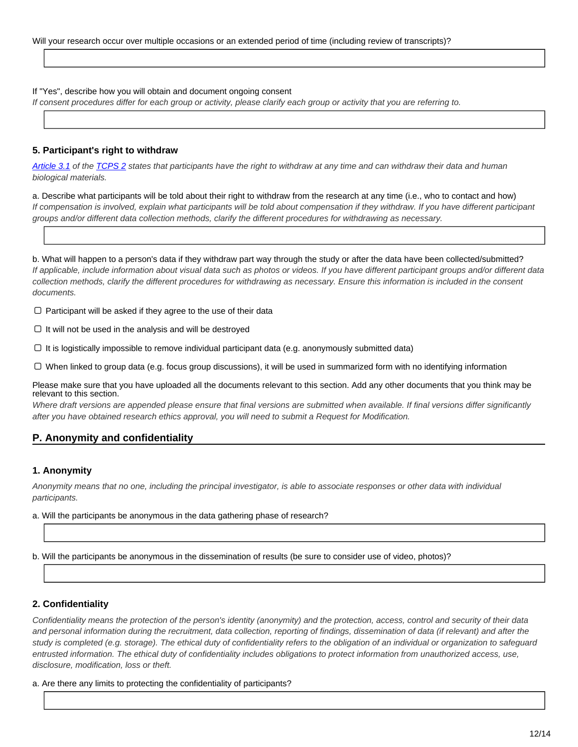Will your research occur over multiple occasions or an extended period of time (including review of transcripts)?

If "Yes", describe how you will obtain and document ongoing consent

*If consent procedures differ for each group or activity, please clarify each group or activity that you are referring to.*

### 5. Participant's right to withdraw

*[Article 3.1](#) of the [TCPS 2](#) states that participants have the right to withdraw at any time and can withdraw their data and human biological materials.*

a. Describe what participants will be told about their right to withdraw from the research at any time (i.e., who to contact and how)

*If compensation is involved, explain what participants will be told about compensation if they withdraw. If you have different participant groups and/or different data collection methods, clarify the different procedures for withdrawing as necessary.*

b. What will happen to a person's data if they withdraw part way through the study or after the data have been collected/submitted?

*If applicable, include information about visual data such as photos or videos. If you have different participant groups and/or different data collection methods, clarify the different procedures for withdrawing as necessary. Ensure this information is included in the consent documents.*

- ☐ Participant will be asked if they agree to the use of their data
- ☐ It will not be used in the analysis and will be destroyed
- ☐ It is logistically impossible to remove individual participant data (e.g. anonymously submitted data)
- ☐ When linked to group data (e.g. focus group discussions), it will be used in summarized form with no identifying information

Please make sure that you have uploaded all the documents relevant to this section. Add any other documents that you think may be relevant to this section.

*Where draft versions are appended please ensure that final versions are submitted when available. If final versions differ significantly after you have obtained research ethics approval, you will need to submit a Request for Modification.*

## P. Anonymity and confidentiality

### 1. Anonymity

*Anonymity means that no one, including the principal investigator, is able to associate responses or other data with individual participants.*

a. Will the participants be anonymous in the data gathering phase of research?

b. Will the participants be anonymous in the dissemination of results (be sure to consider use of video, photos)?

### 2. Confidentiality

*Confidentiality means the protection of the person's identity (anonymity) and the protection, access, control and security of their data and personal information during the recruitment, data collection, reporting of findings, dissemination of data (if relevant) and after the study is completed (e.g. storage). The ethical duty of confidentiality refers to the obligation of an individual or organization to safeguard entrusted information. The ethical duty of confidentiality includes obligations to protect information from unauthorized access, use, disclosure, modification, loss or theft.*

a. Are there any limits to protecting the confidentiality of participants?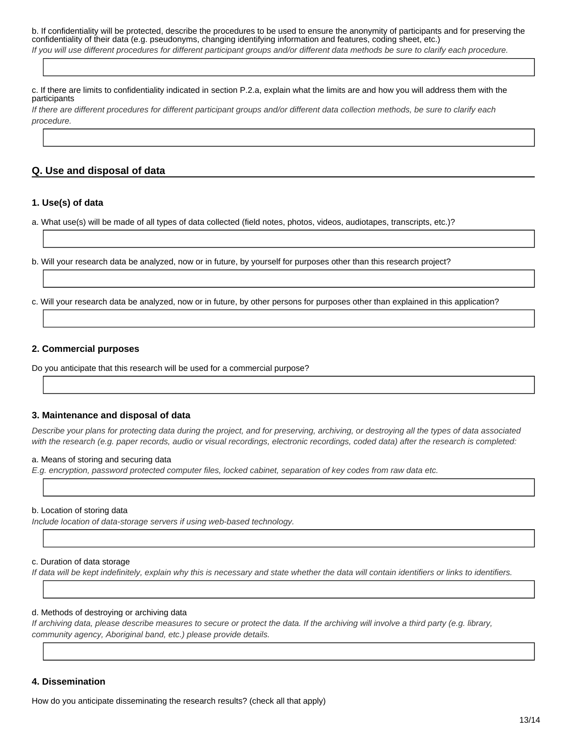b. If confidentiality will be protected, describe the procedures to be used to ensure the anonymity of participants and for preserving the confidentiality of their data (e.g. pseudonyms, changing identifying information and features, coding sheet, etc.)

*If you will use different procedures for different participant groups and/or different data methods be sure to clarify each procedure.*

c. If there are limits to confidentiality indicated in section P.2.a, explain what the limits are and how you will address them with the participants

*If there are different procedures for different participant groups and/or different data collection methods, be sure to clarify each procedure.*

## Q. Use and disposal of data

### 1. Use(s) of data

a. What use(s) will be made of all types of data collected (field notes, photos, videos, audiotapes, transcripts, etc.)?

b. Will your research data be analyzed, now or in future, by yourself for purposes other than this research project?

c. Will your research data be analyzed, now or in future, by other persons for purposes other than explained in this application?

### 2. Commercial purposes

Do you anticipate that this research will be used for a commercial purpose?

### 3. Maintenance and disposal of data

*Describe your plans for protecting data during the project, and for preserving, archiving, or destroying all the types of data associated with the research (e.g. paper records, audio or visual recordings, electronic recordings, coded data) after the research is completed:*

a. Means of storing and securing data

*E.g. encryption, password protected computer files, locked cabinet, separation of key codes from raw data etc.*

b. Location of storing data

*Include location of data-storage servers if using web-based technology.*

c. Duration of data storage

*If data will be kept indefinitely, explain why this is necessary and state whether the data will contain identifiers or links to identifiers.*

d. Methods of destroying or archiving data

*If archiving data, please describe measures to secure or protect the data. If the archiving will involve a third party (e.g. library, community agency, Aboriginal band, etc.) please provide details.*

### 4. Dissemination

How do you anticipate disseminating the research results? (check all that apply)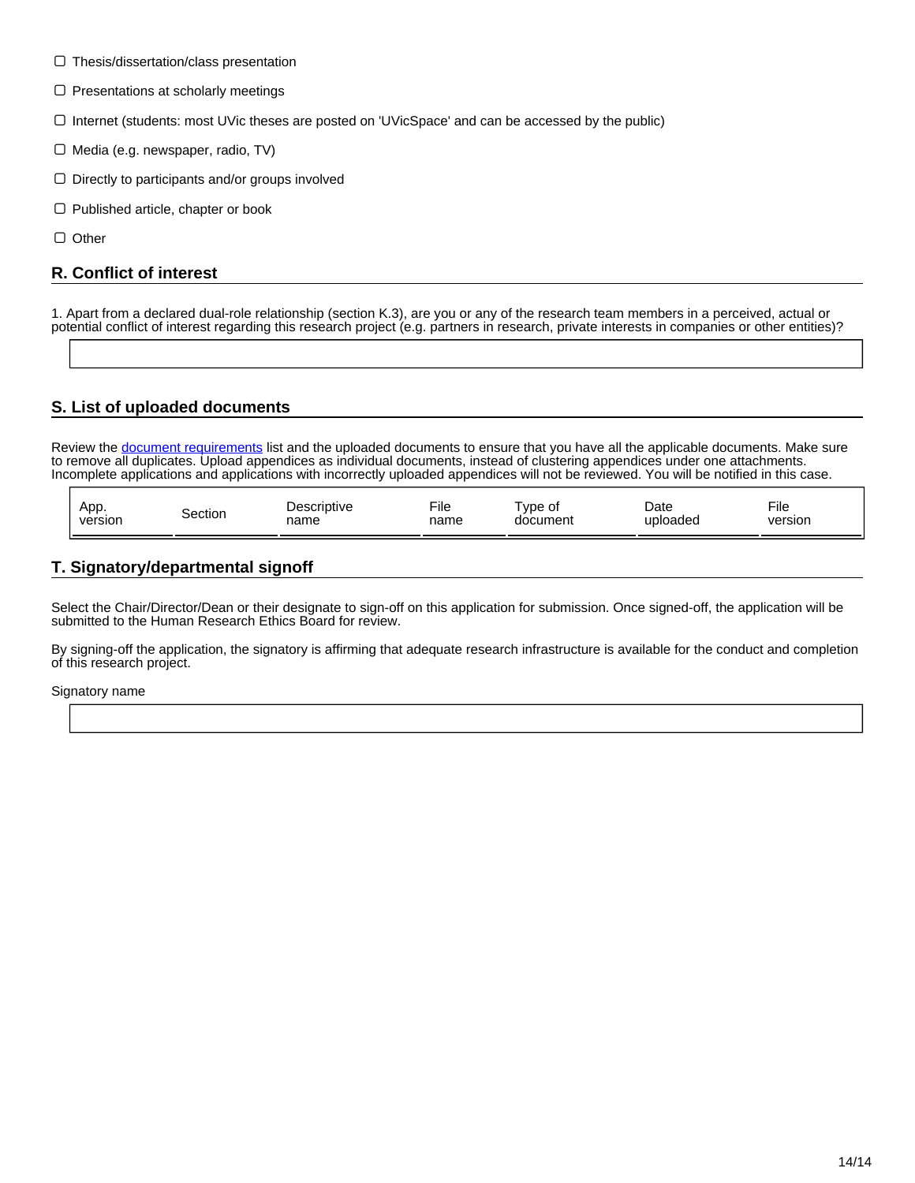- ☐ Thesis/dissertation/class presentation
- ☐ Presentations at scholarly meetings
- ☐ Internet (students: most UVic theses are posted on 'UVicSpace' and can be accessed by the public)
- ☐ Media (e.g. newspaper, radio, TV)
- ☐ Directly to participants and/or groups involved
- ☐ Published article, chapter or book
- ☐ Other

## R. Conflict of interest

1. Apart from a declared dual-role relationship (section K.3), are you or any of the research team members in a perceived, actual or potential conflict of interest regarding this research project (e.g. partners in research, private interests in companies or other entities)?

## S. List of uploaded documents

Review the document requirements list and the uploaded documents to ensure that you have all the applicable documents. Make sure to remove all duplicates. Upload appendices as individual documents, instead of clustering appendices under one attachments. Incomplete applications and applications with incorrectly uploaded appendices will not be reviewed. You will be notified in this case.

| App. version | Section | Descriptive name | File name | Type of document | Date uploaded | File version |
|---|---|---|---|---|---|---|

## T. Signatory/departmental signoff

Select the Chair/Director/Dean or their designate to sign-off on this application for submission. Once signed-off, the application will be submitted to the Human Research Ethics Board for review.

By signing-off the application, the signatory is affirming that adequate research infrastructure is available for the conduct and completion of this research project.

Signatory name